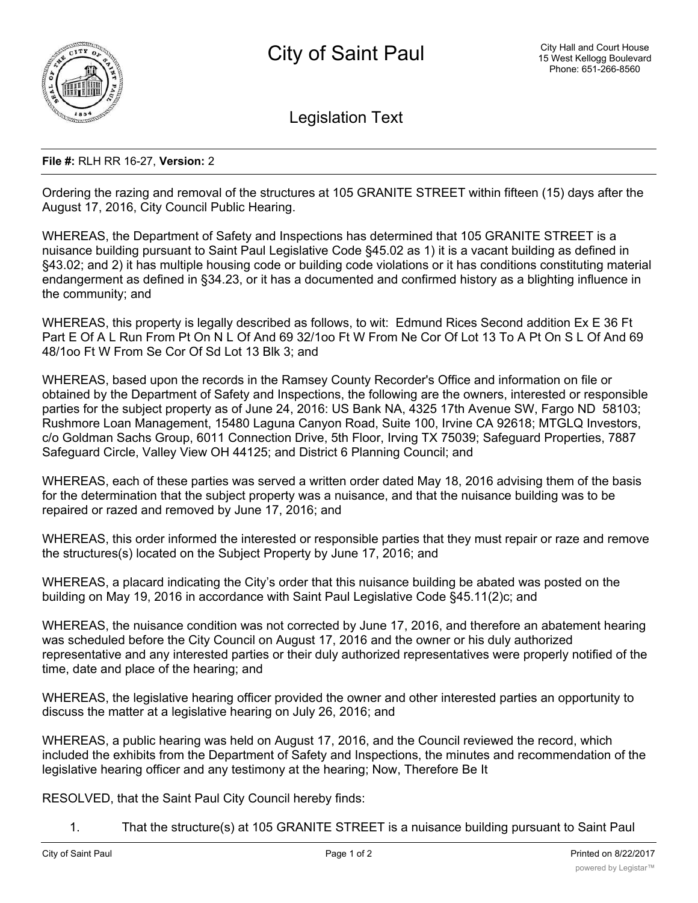# City of Saint Paul

City Hall and Court House
15 West Kellogg Boulevard
Phone: 651-266-8560

## Legislation Text

**File #:** RLH RR 16-27, **Version:** 2

Ordering the razing and removal of the structures at 105 GRANITE STREET within fifteen (15) days after the August 17, 2016, City Council Public Hearing.

WHEREAS, the Department of Safety and Inspections has determined that 105 GRANITE STREET is a nuisance building pursuant to Saint Paul Legislative Code §45.02 as 1) it is a vacant building as defined in §43.02; and 2) it has multiple housing code or building code violations or it has conditions constituting material endangerment as defined in §34.23, or it has a documented and confirmed history as a blighting influence in the community; and

WHEREAS, this property is legally described as follows, to wit: Edmund Rices Second addition Ex E 36 Ft Part E Of A L Run From Pt On N L Of And 69 32/1oo Ft W From Ne Cor Of Lot 13 To A Pt On S L Of And 69 48/1oo Ft W From Se Cor Of Sd Lot 13 Blk 3; and

WHEREAS, based upon the records in the Ramsey County Recorder's Office and information on file or obtained by the Department of Safety and Inspections, the following are the owners, interested or responsible parties for the subject property as of June 24, 2016: US Bank NA, 4325 17th Avenue SW, Fargo ND 58103; Rushmore Loan Management, 15480 Laguna Canyon Road, Suite 100, Irvine CA 92618; MTGLQ Investors, c/o Goldman Sachs Group, 6011 Connection Drive, 5th Floor, Irving TX 75039; Safeguard Properties, 7887 Safeguard Circle, Valley View OH 44125; and District 6 Planning Council; and

WHEREAS, each of these parties was served a written order dated May 18, 2016 advising them of the basis for the determination that the subject property was a nuisance, and that the nuisance building was to be repaired or razed and removed by June 17, 2016; and

WHEREAS, this order informed the interested or responsible parties that they must repair or raze and remove the structures(s) located on the Subject Property by June 17, 2016; and

WHEREAS, a placard indicating the City's order that this nuisance building be abated was posted on the building on May 19, 2016 in accordance with Saint Paul Legislative Code §45.11(2)c; and

WHEREAS, the nuisance condition was not corrected by June 17, 2016, and therefore an abatement hearing was scheduled before the City Council on August 17, 2016 and the owner or his duly authorized representative and any interested parties or their duly authorized representatives were properly notified of the time, date and place of the hearing; and

WHEREAS, the legislative hearing officer provided the owner and other interested parties an opportunity to discuss the matter at a legislative hearing on July 26, 2016; and

WHEREAS, a public hearing was held on August 17, 2016, and the Council reviewed the record, which included the exhibits from the Department of Safety and Inspections, the minutes and recommendation of the legislative hearing officer and any testimony at the hearing; Now, Therefore Be It

RESOLVED, that the Saint Paul City Council hereby finds:

1. That the structure(s) at 105 GRANITE STREET is a nuisance building pursuant to Saint Paul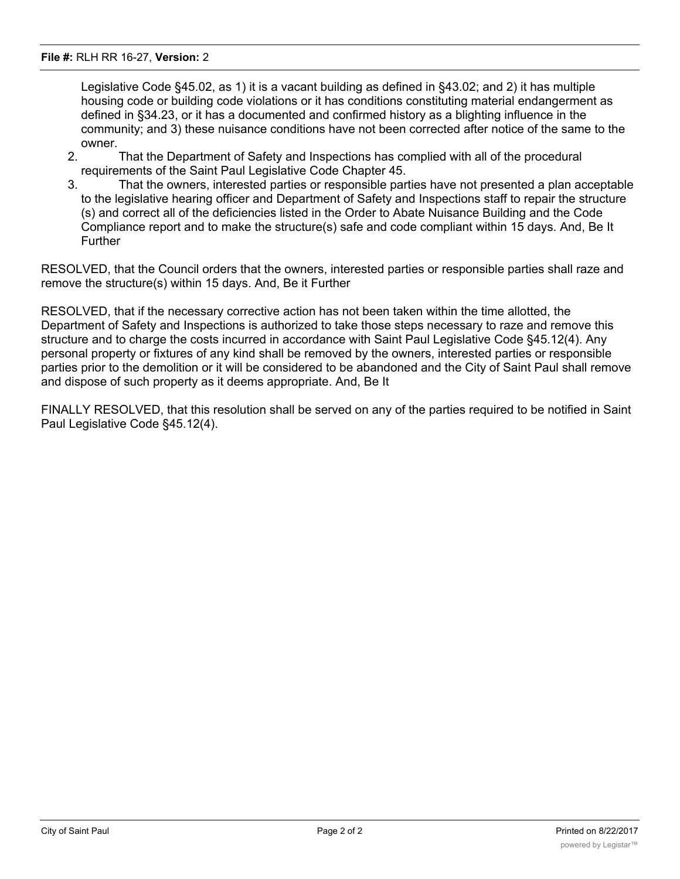Legislative Code §45.02, as 1) it is a vacant building as defined in §43.02; and 2) it has multiple housing code or building code violations or it has conditions constituting material endangerment as defined in §34.23, or it has a documented and confirmed history as a blighting influence in the community; and 3) these nuisance conditions have not been corrected after notice of the same to the owner.

2. That the Department of Safety and Inspections has complied with all of the procedural requirements of the Saint Paul Legislative Code Chapter 45.
3. That the owners, interested parties or responsible parties have not presented a plan acceptable to the legislative hearing officer and Department of Safety and Inspections staff to repair the structure (s) and correct all of the deficiencies listed in the Order to Abate Nuisance Building and the Code Compliance report and to make the structure(s) safe and code compliant within 15 days. And, Be It Further

RESOLVED, that the Council orders that the owners, interested parties or responsible parties shall raze and remove the structure(s) within 15 days. And, Be it Further

RESOLVED, that if the necessary corrective action has not been taken within the time allotted, the Department of Safety and Inspections is authorized to take those steps necessary to raze and remove this structure and to charge the costs incurred in accordance with Saint Paul Legislative Code §45.12(4). Any personal property or fixtures of any kind shall be removed by the owners, interested parties or responsible parties prior to the demolition or it will be considered to be abandoned and the City of Saint Paul shall remove and dispose of such property as it deems appropriate. And, Be It

FINALLY RESOLVED, that this resolution shall be served on any of the parties required to be notified in Saint Paul Legislative Code §45.12(4).